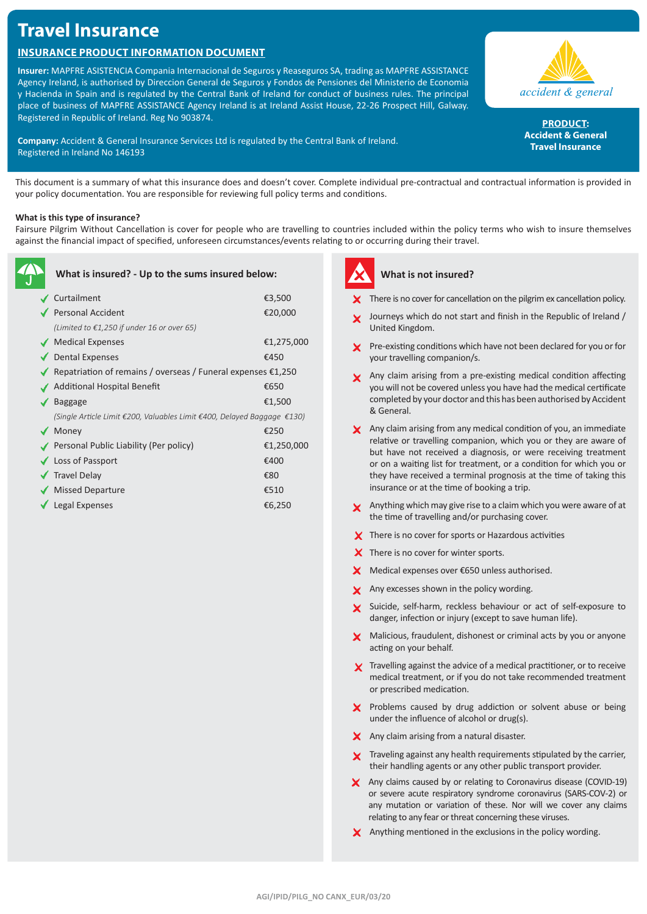# Travel Insurance

## INSURANCE PRODUCT INFORMATION DOCUMENT

**Insurer:** MAPFRE ASISTENCIA Compania Internacional de Seguros y Reaseguros SA, trading as MAPFRE ASSISTANCE Agency Ireland, is authorised by Direccion General de Seguros y Fondos de Pensiones del Ministerio de Economia y Hacienda in Spain and is regulated by the Central Bank of Ireland for conduct of business rules. The principal place of business of MAPFRE ASSISTANCE Agency Ireland is at Ireland Assist House, 22-26 Prospect Hill, Galway. Registered in Republic of Ireland. Reg No 903874.

**Company:** Accident & General Insurance Services Ltd is regulated by the Central Bank of Ireland. Registered in Ireland No 146193

accident & general

**PRODUCT:**
**Accident & General Travel Insurance**

This document is a summary of what this insurance does and doesn't cover. Complete individual pre-contractual and contractual information is provided in your policy documentation. You are responsible for reviewing full policy terms and conditions.

**What is this type of insurance?**

Fairsure Pilgrim Without Cancellation is cover for people who are travelling to countries included within the policy terms who wish to insure themselves against the financial impact of specified, unforeseen circumstances/events relating to or occurring during their travel.

### What is insured? - Up to the sums insured below:

| Cover | Sum insured |
|---|---|
| Curtailment | €3,500 |
| Personal Accident | €20,000 |
| *(Limited to €1,250 if under 16 or over 65)* | |
| Medical Expenses | €1,275,000 |
| Dental Expenses | €450 |
| Repatriation of remains / overseas / Funeral expenses | €1,250 |
| Additional Hospital Benefit | €650 |
| Baggage | €1,500 |
| *(Single Article Limit €200, Valuables Limit €400, Delayed Baggage €130)* | |
| Money | €250 |
| Personal Public Liability (Per policy) | €1,250,000 |
| Loss of Passport | €400 |
| Travel Delay | €80 |
| Missed Departure | €510 |
| Legal Expenses | €6,250 |

### What is not insured?

- There is no cover for cancellation on the pilgrim ex cancellation policy.
- Journeys which do not start and finish in the Republic of Ireland / United Kingdom.
- Pre-existing conditions which have not been declared for you or for your travelling companion/s.
- Any claim arising from a pre-existing medical condition affecting you will not be covered unless you have had the medical certificate completed by your doctor and this has been authorised by Accident & General.
- Any claim arising from any medical condition of you, an immediate relative or travelling companion, which you or they are aware of but have not received a diagnosis, or were receiving treatment or on a waiting list for treatment, or a condition for which you or they have received a terminal prognosis at the time of taking this insurance or at the time of booking a trip.
- Anything which may give rise to a claim which you were aware of at the time of travelling and/or purchasing cover.
- There is no cover for sports or Hazardous activities
- There is no cover for winter sports.
- Medical expenses over €650 unless authorised.
- Any excesses shown in the policy wording.
- Suicide, self-harm, reckless behaviour or act of self-exposure to danger, infection or injury (except to save human life).
- Malicious, fraudulent, dishonest or criminal acts by you or anyone acting on your behalf.
- Travelling against the advice of a medical practitioner, or to receive medical treatment, or if you do not take recommended treatment or prescribed medication.
- Problems caused by drug addiction or solvent abuse or being under the influence of alcohol or drug(s).
- Any claim arising from a natural disaster.
- Traveling against any health requirements stipulated by the carrier, their handling agents or any other public transport provider.
- Any claims caused by or relating to Coronavirus disease (COVID-19) or severe acute respiratory syndrome coronavirus (SARS-COV-2) or any mutation or variation of these. Nor will we cover any claims relating to any fear or threat concerning these viruses.
- Anything mentioned in the exclusions in the policy wording.

AGI/IPID/PILG_NO CANX_EUR/03/20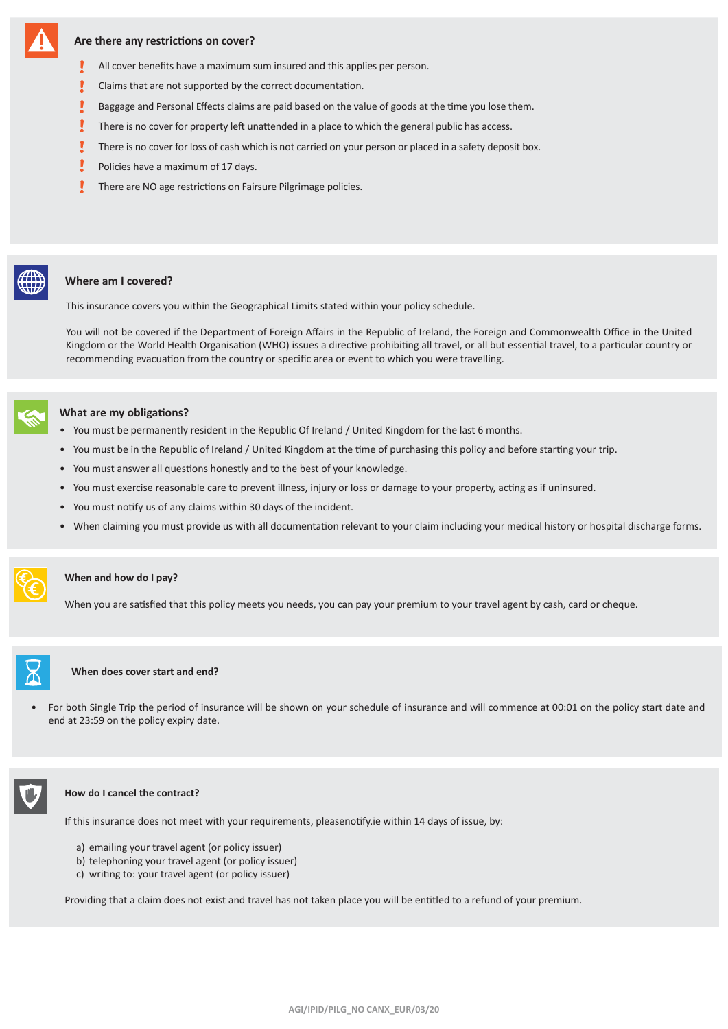## Are there any restrictions on cover?

- All cover benefits have a maximum sum insured and this applies per person.
- Claims that are not supported by the correct documentation.
- Baggage and Personal Effects claims are paid based on the value of goods at the time you lose them.
- There is no cover for property left unattended in a place to which the general public has access.
- There is no cover for loss of cash which is not carried on your person or placed in a safety deposit box.
- Policies have a maximum of 17 days.
- There are NO age restrictions on Fairsure Pilgrimage policies.

## Where am I covered?

This insurance covers you within the Geographical Limits stated within your policy schedule.

You will not be covered if the Department of Foreign Affairs in the Republic of Ireland, the Foreign and Commonwealth Office in the United Kingdom or the World Health Organisation (WHO) issues a directive prohibiting all travel, or all but essential travel, to a particular country or recommending evacuation from the country or specific area or event to which you were travelling.

## What are my obligations?

- You must be permanently resident in the Republic Of Ireland / United Kingdom for the last 6 months.
- You must be in the Republic of Ireland / United Kingdom at the time of purchasing this policy and before starting your trip.
- You must answer all questions honestly and to the best of your knowledge.
- You must exercise reasonable care to prevent illness, injury or loss or damage to your property, acting as if uninsured.
- You must notify us of any claims within 30 days of the incident.
- When claiming you must provide us with all documentation relevant to your claim including your medical history or hospital discharge forms.

## When and how do I pay?

When you are satisfied that this policy meets you needs, you can pay your premium to your travel agent by cash, card or cheque.

## When does cover start and end?

- For both Single Trip the period of insurance will be shown on your schedule of insurance and will commence at 00:01 on the policy start date and end at 23:59 on the policy expiry date.

## How do I cancel the contract?

If this insurance does not meet with your requirements, pleasenotify.ie within 14 days of issue, by:

a) emailing your travel agent (or policy issuer)
b) telephoning your travel agent (or policy issuer)
c) writing to: your travel agent (or policy issuer)

Providing that a claim does not exist and travel has not taken place you will be entitled to a refund of your premium.

AGI/IPID/PILG_NO CANX_EUR/03/20